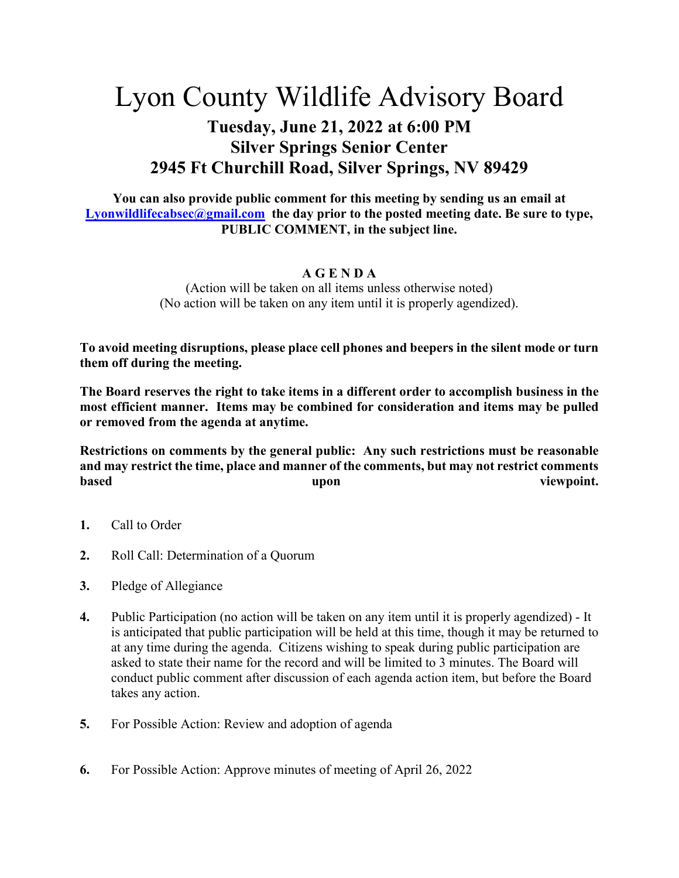# Lyon County Wildlife Advisory Board

## Tuesday, June 21, 2022 at 6:00 PM
## Silver Springs Senior Center
## 2945 Ft Churchill Road, Silver Springs, NV 89429

**You can also provide public comment for this meeting by sending us an email at [Lyonwildlifecabsec@gmail.com](mailto:Lyonwildlifecabsec@gmail.com) the day prior to the posted meeting date. Be sure to type, PUBLIC COMMENT, in the subject line.**

**A G E N D A**

(Action will be taken on all items unless otherwise noted)
(No action will be taken on any item until it is properly agendized).

**To avoid meeting disruptions, please place cell phones and beepers in the silent mode or turn them off during the meeting.**

**The Board reserves the right to take items in a different order to accomplish business in the most efficient manner. Items may be combined for consideration and items may be pulled or removed from the agenda at anytime.**

**Restrictions on comments by the general public: Any such restrictions must be reasonable and may restrict the time, place and manner of the comments, but may not restrict comments based upon viewpoint.**

1. Call to Order
2. Roll Call: Determination of a Quorum
3. Pledge of Allegiance
4. Public Participation (no action will be taken on any item until it is properly agendized) - It is anticipated that public participation will be held at this time, though it may be returned to at any time during the agenda. Citizens wishing to speak during public participation are asked to state their name for the record and will be limited to 3 minutes. The Board will conduct public comment after discussion of each agenda action item, but before the Board takes any action.
5. For Possible Action: Review and adoption of agenda
6. For Possible Action: Approve minutes of meeting of April 26, 2022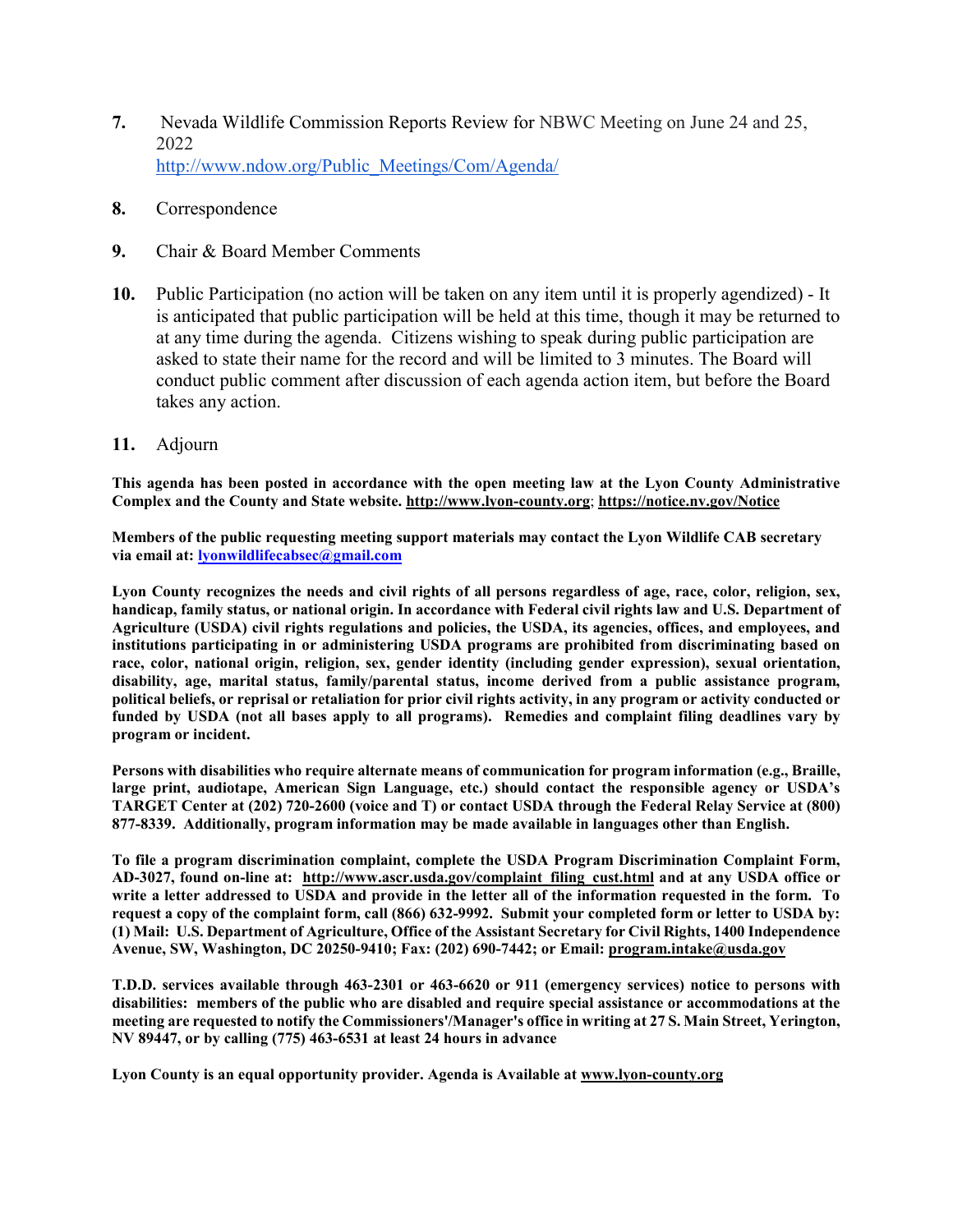7. Nevada Wildlife Commission Reports Review for NBWC Meeting on June 24 and 25, 2022
   http://www.ndow.org/Public_Meetings/Com/Agenda/

8. Correspondence

9. Chair & Board Member Comments

10. Public Participation (no action will be taken on any item until it is properly agendized) - It is anticipated that public participation will be held at this time, though it may be returned to at any time during the agenda. Citizens wishing to speak during public participation are asked to state their name for the record and will be limited to 3 minutes. The Board will conduct public comment after discussion of each agenda action item, but before the Board takes any action.

11. Adjourn

**This agenda has been posted in accordance with the open meeting law at the Lyon County Administrative Complex and the County and State website. http://www.lyon-county.org; https://notice.nv.gov/Notice**

**Members of the public requesting meeting support materials may contact the Lyon Wildlife CAB secretary via email at: lyonwildlifecabsec@gmail.com**

**Lyon County recognizes the needs and civil rights of all persons regardless of age, race, color, religion, sex, handicap, family status, or national origin. In accordance with Federal civil rights law and U.S. Department of Agriculture (USDA) civil rights regulations and policies, the USDA, its agencies, offices, and employees, and institutions participating in or administering USDA programs are prohibited from discriminating based on race, color, national origin, religion, sex, gender identity (including gender expression), sexual orientation, disability, age, marital status, family/parental status, income derived from a public assistance program, political beliefs, or reprisal or retaliation for prior civil rights activity, in any program or activity conducted or funded by USDA (not all bases apply to all programs). Remedies and complaint filing deadlines vary by program or incident.**

**Persons with disabilities who require alternate means of communication for program information (e.g., Braille, large print, audiotape, American Sign Language, etc.) should contact the responsible agency or USDA's TARGET Center at (202) 720-2600 (voice and T) or contact USDA through the Federal Relay Service at (800) 877-8339. Additionally, program information may be made available in languages other than English.**

**To file a program discrimination complaint, complete the USDA Program Discrimination Complaint Form, AD-3027, found on-line at: http://www.ascr.usda.gov/complaint_filing_cust.html and at any USDA office or write a letter addressed to USDA and provide in the letter all of the information requested in the form. To request a copy of the complaint form, call (866) 632-9992. Submit your completed form or letter to USDA by: (1) Mail: U.S. Department of Agriculture, Office of the Assistant Secretary for Civil Rights, 1400 Independence Avenue, SW, Washington, DC 20250-9410; Fax: (202) 690-7442; or Email: program.intake@usda.gov**

**T.D.D. services available through 463-2301 or 463-6620 or 911 (emergency services) notice to persons with disabilities: members of the public who are disabled and require special assistance or accommodations at the meeting are requested to notify the Commissioners'/Manager's office in writing at 27 S. Main Street, Yerington, NV 89447, or by calling (775) 463-6531 at least 24 hours in advance**

**Lyon County is an equal opportunity provider. Agenda is Available at www.lyon-county.org**